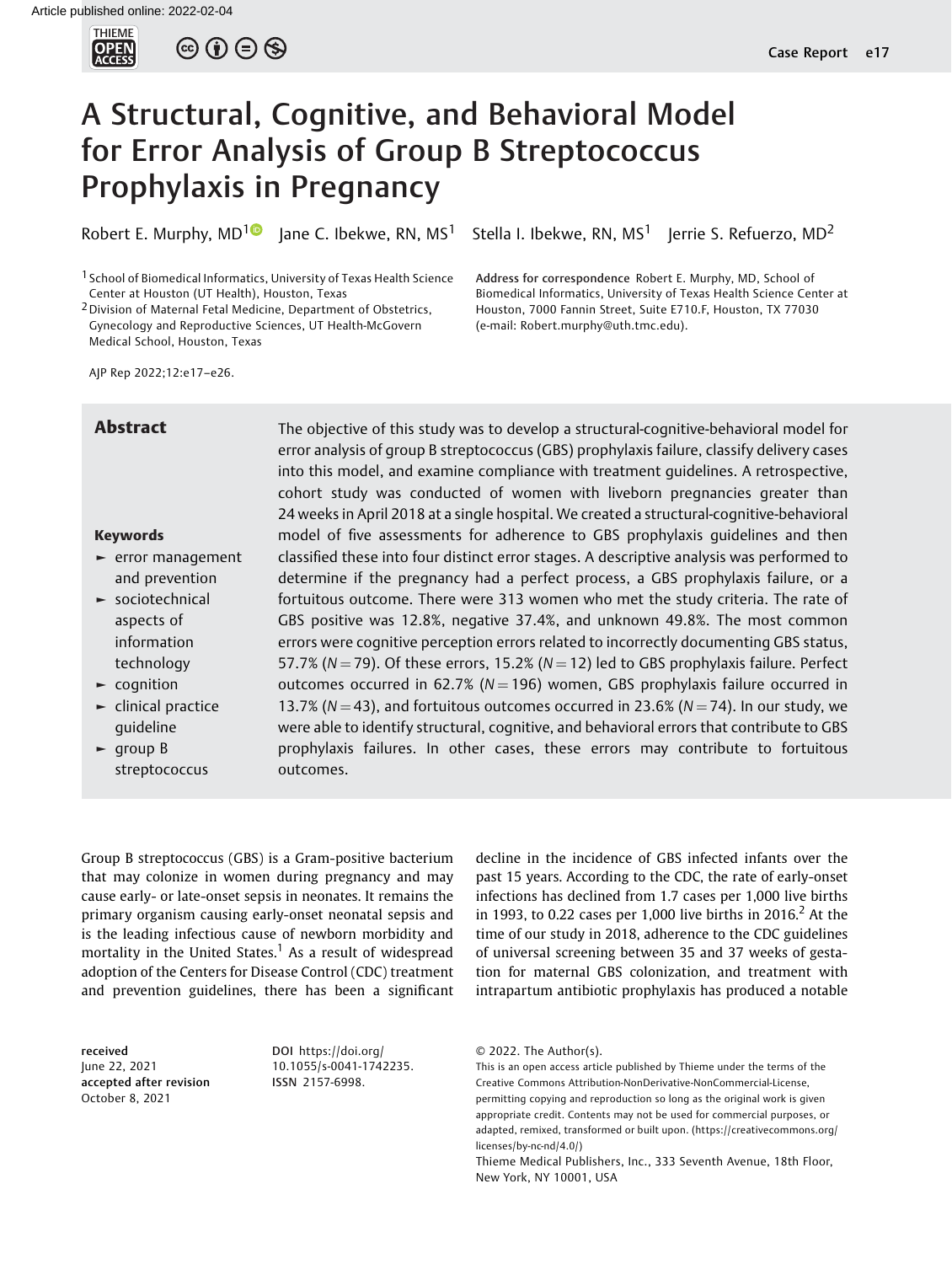# A Structural, Cognitive, and Behavioral Model for Error Analysis of Group B Streptococcus Prophylaxis in Pregnancy

Robert E. Murphy, MD[1] Jane C. Ibekwe, RN, MS[1] Stella I. Ibekwe, RN, MS[1] Jerrie S. Refuerzo, MD[2]

[1] School of Biomedical Informatics, University of Texas Health Science Center at Houston (UT Health), Houston, Texas

[2] Division of Maternal Fetal Medicine, Department of Obstetrics, Gynecology and Reproductive Sciences, UT Health-McGovern Medical School, Houston, Texas

**Address for correspondence** Robert E. Murphy, MD, School of Biomedical Informatics, University of Texas Health Science Center at Houston, 7000 Fannin Street, Suite E710.F, Houston, TX 77030 (e-mail: Robert.murphy@uth.tmc.edu).

AJP Rep 2022;12:e17–e26.

## Abstract

The objective of this study was to develop a structural-cognitive-behavioral model for error analysis of group B streptococcus (GBS) prophylaxis failure, classify delivery cases into this model, and examine compliance with treatment guidelines. A retrospective, cohort study was conducted of women with liveborn pregnancies greater than 24 weeks in April 2018 at a single hospital. We created a structural-cognitive-behavioral model of five assessments for adherence to GBS prophylaxis guidelines and then classified these into four distinct error stages. A descriptive analysis was performed to determine if the pregnancy had a perfect process, a GBS prophylaxis failure, or a fortuitous outcome. There were 313 women who met the study criteria. The rate of GBS positive was 12.8%, negative 37.4%, and unknown 49.8%. The most common errors were cognitive perception errors related to incorrectly documenting GBS status, 57.7% ($N = 79$). Of these errors, 15.2% ($N = 12$) led to GBS prophylaxis failure. Perfect outcomes occurred in 62.7% ($N = 196$) women, GBS prophylaxis failure occurred in 13.7% ($N = 43$), and fortuitous outcomes occurred in 23.6% ($N = 74$). In our study, we were able to identify structural, cognitive, and behavioral errors that contribute to GBS prophylaxis failures. In other cases, these errors may contribute to fortuitous outcomes.

### Keywords

- error management and prevention
- sociotechnical aspects of information technology
- cognition
- clinical practice guideline
- group B streptococcus

Group B streptococcus (GBS) is a Gram-positive bacterium that may colonize in women during pregnancy and may cause early- or late-onset sepsis in neonates. It remains the primary organism causing early-onset neonatal sepsis and is the leading infectious cause of newborn morbidity and mortality in the United States.[1] As a result of widespread adoption of the Centers for Disease Control (CDC) treatment and prevention guidelines, there has been a significant decline in the incidence of GBS infected infants over the past 15 years. According to the CDC, the rate of early-onset infections has declined from 1.7 cases per 1,000 live births in 1993, to 0.22 cases per 1,000 live births in 2016.[2] At the time of our study in 2018, adherence to the CDC guidelines of universal screening between 35 and 37 weeks of gestation for maternal GBS colonization, and treatment with intrapartum antibiotic prophylaxis has produced a notable

received June 22, 2021
accepted after revision October 8, 2021

DOI https://doi.org/10.1055/s-0041-1742235.
ISSN 2157-6998.

© 2022. The Author(s).
This is an open access article published by Thieme under the terms of the Creative Commons Attribution-NonDerivative-NonCommercial-License, permitting copying and reproduction so long as the original work is given appropriate credit. Contents may not be used for commercial purposes, or adapted, remixed, transformed or built upon. (https://creativecommons.org/licenses/by-nc-nd/4.0/)
Thieme Medical Publishers, Inc., 333 Seventh Avenue, 18th Floor, New York, NY 10001, USA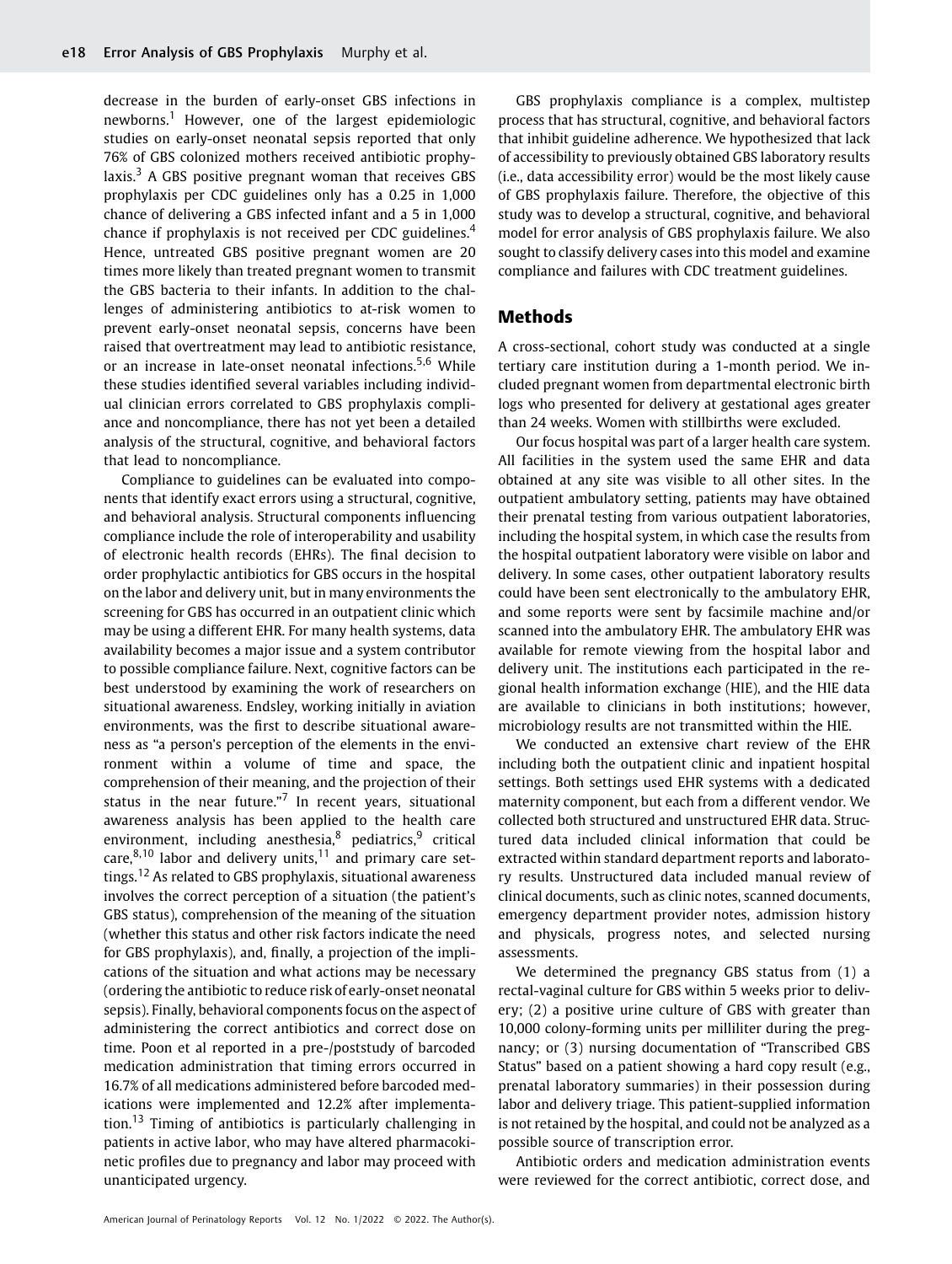decrease in the burden of early-onset GBS infections in newborns.[1] However, one of the largest epidemiologic studies on early-onset neonatal sepsis reported that only 76% of GBS colonized mothers received antibiotic prophylaxis.[3] A GBS positive pregnant woman that receives GBS prophylaxis per CDC guidelines only has a 0.25 in 1,000 chance of delivering a GBS infected infant and a 5 in 1,000 chance if prophylaxis is not received per CDC guidelines.[4] Hence, untreated GBS positive pregnant women are 20 times more likely than treated pregnant women to transmit the GBS bacteria to their infants. In addition to the challenges of administering antibiotics to at-risk women to prevent early-onset neonatal sepsis, concerns have been raised that overtreatment may lead to antibiotic resistance, or an increase in late-onset neonatal infections.[5,6] While these studies identified several variables including individual clinician errors correlated to GBS prophylaxis compliance and noncompliance, there has not yet been a detailed analysis of the structural, cognitive, and behavioral factors that lead to noncompliance.

Compliance to guidelines can be evaluated into components that identify exact errors using a structural, cognitive, and behavioral analysis. Structural components influencing compliance include the role of interoperability and usability of electronic health records (EHRs). The final decision to order prophylactic antibiotics for GBS occurs in the hospital on the labor and delivery unit, but in many environments the screening for GBS has occurred in an outpatient clinic which may be using a different EHR. For many health systems, data availability becomes a major issue and a system contributor to possible compliance failure. Next, cognitive factors can be best understood by examining the work of researchers on situational awareness. Endsley, working initially in aviation environments, was the first to describe situational awareness as "a person's perception of the elements in the environment within a volume of time and space, the comprehension of their meaning, and the projection of their status in the near future."[7] In recent years, situational awareness analysis has been applied to the health care environment, including anesthesia,[8] pediatrics,[9] critical care,[8,10] labor and delivery units,[11] and primary care settings.[12] As related to GBS prophylaxis, situational awareness involves the correct perception of a situation (the patient's GBS status), comprehension of the meaning of the situation (whether this status and other risk factors indicate the need for GBS prophylaxis), and, finally, a projection of the implications of the situation and what actions may be necessary (ordering the antibiotic to reduce risk of early-onset neonatal sepsis). Finally, behavioral components focus on the aspect of administering the correct antibiotics and correct dose on time. Poon et al reported in a pre-/poststudy of barcoded medication administration that timing errors occurred in 16.7% of all medications administered before barcoded medications were implemented and 12.2% after implementation.[13] Timing of antibiotics is particularly challenging in patients in active labor, who may have altered pharmacokinetic profiles due to pregnancy and labor may proceed with unanticipated urgency.

GBS prophylaxis compliance is a complex, multistep process that has structural, cognitive, and behavioral factors that inhibit guideline adherence. We hypothesized that lack of accessibility to previously obtained GBS laboratory results (i.e., data accessibility error) would be the most likely cause of GBS prophylaxis failure. Therefore, the objective of this study was to develop a structural, cognitive, and behavioral model for error analysis of GBS prophylaxis failure. We also sought to classify delivery cases into this model and examine compliance and failures with CDC treatment guidelines.

## Methods

A cross-sectional, cohort study was conducted at a single tertiary care institution during a 1-month period. We included pregnant women from departmental electronic birth logs who presented for delivery at gestational ages greater than 24 weeks. Women with stillbirths were excluded.

Our focus hospital was part of a larger health care system. All facilities in the system used the same EHR and data obtained at any site was visible to all other sites. In the outpatient ambulatory setting, patients may have obtained their prenatal testing from various outpatient laboratories, including the hospital system, in which case the results from the hospital outpatient laboratory were visible on labor and delivery. In some cases, other outpatient laboratory results could have been sent electronically to the ambulatory EHR, and some reports were sent by facsimile machine and/or scanned into the ambulatory EHR. The ambulatory EHR was available for remote viewing from the hospital labor and delivery unit. The institutions each participated in the regional health information exchange (HIE), and the HIE data are available to clinicians in both institutions; however, microbiology results are not transmitted within the HIE.

We conducted an extensive chart review of the EHR including both the outpatient clinic and inpatient hospital settings. Both settings used EHR systems with a dedicated maternity component, but each from a different vendor. We collected both structured and unstructured EHR data. Structured data included clinical information that could be extracted within standard department reports and laboratory results. Unstructured data included manual review of clinical documents, such as clinic notes, scanned documents, emergency department provider notes, admission history and physicals, progress notes, and selected nursing assessments.

We determined the pregnancy GBS status from (1) a rectal-vaginal culture for GBS within 5 weeks prior to delivery; (2) a positive urine culture of GBS with greater than 10,000 colony-forming units per milliliter during the pregnancy; or (3) nursing documentation of "Transcribed GBS Status" based on a patient showing a hard copy result (e.g., prenatal laboratory summaries) in their possession during labor and delivery triage. This patient-supplied information is not retained by the hospital, and could not be analyzed as a possible source of transcription error.

Antibiotic orders and medication administration events were reviewed for the correct antibiotic, correct dose, and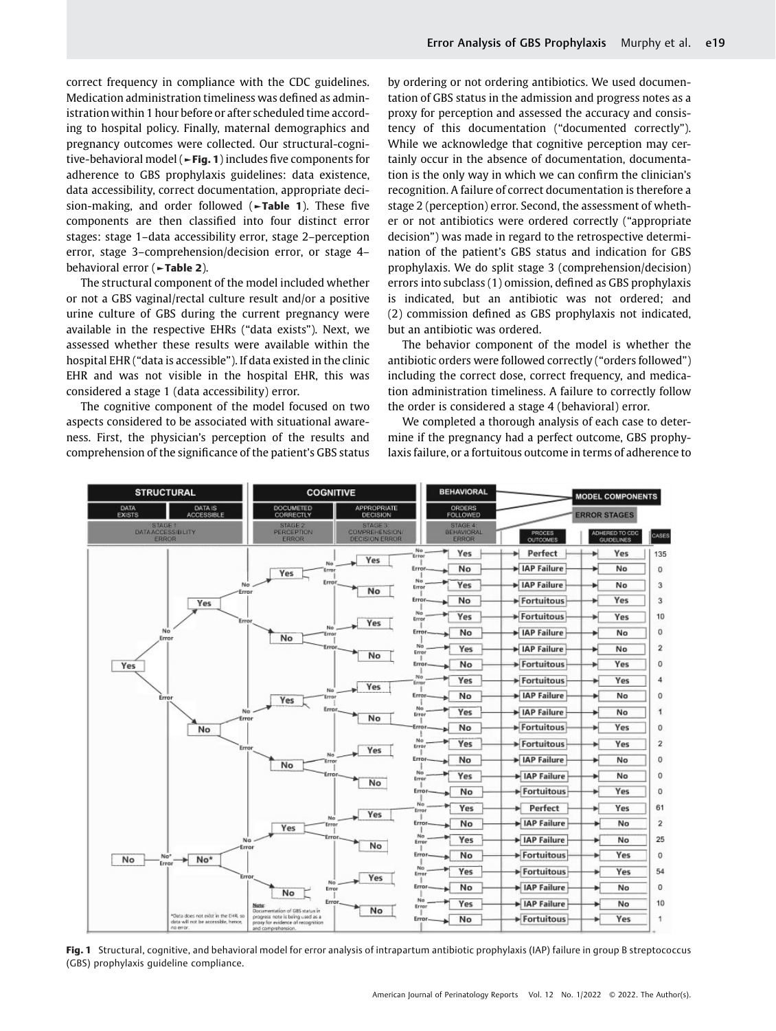correct frequency in compliance with the CDC guidelines. Medication administration timeliness was defined as administration within 1 hour before or after scheduled time according to hospital policy. Finally, maternal demographics and pregnancy outcomes were collected. Our structural-cognitive-behavioral model (►Fig. 1) includes five components for adherence to GBS prophylaxis guidelines: data existence, data accessibility, correct documentation, appropriate decision-making, and order followed (►Table 1). These five components are then classified into four distinct error stages: stage 1–data accessibility error, stage 2–perception error, stage 3–comprehension/decision error, or stage 4–behavioral error (►Table 2).

The structural component of the model included whether or not a GBS vaginal/rectal culture result and/or a positive urine culture of GBS during the current pregnancy were available in the respective EHRs ("data exists"). Next, we assessed whether these results were available within the hospital EHR ("data is accessible"). If data existed in the clinic EHR and was not visible in the hospital EHR, this was considered a stage 1 (data accessibility) error.

The cognitive component of the model focused on two aspects considered to be associated with situational awareness. First, the physician's perception of the results and comprehension of the significance of the patient's GBS status by ordering or not ordering antibiotics. We used documentation of GBS status in the admission and progress notes as a proxy for perception and assessed the accuracy and consistency of this documentation ("documented correctly"). While we acknowledge that cognitive perception may certainly occur in the absence of documentation, documentation is the only way in which we can confirm the clinician's recognition. A failure of correct documentation is therefore a stage 2 (perception) error. Second, the assessment of whether or not antibiotics were ordered correctly ("appropriate decision") was made in regard to the retrospective determination of the patient's GBS status and indication for GBS prophylaxis. We do split stage 3 (comprehension/decision) errors into subclass (1) omission, defined as GBS prophylaxis is indicated, but an antibiotic was not ordered; and (2) commission defined as GBS prophylaxis not indicated, but an antibiotic was ordered.

The behavior component of the model is whether the antibiotic orders were followed correctly ("orders followed") including the correct dose, correct frequency, and medication administration timeliness. A failure to correctly follow the order is considered a stage 4 (behavioral) error.

We completed a thorough analysis of each case to determine if the pregnancy had a perfect outcome, GBS prophylaxis failure, or a fortuitous outcome in terms of adherence to

| Data exists | Data is accessible | Documented correctly | Appropriate decision | Orders followed | Process outcomes | Adhered to CDC guidelines | Cases |
|---|---|---|---|---|---|---|---|
| Yes | Yes | Yes | Yes | Yes | Perfect | Yes | 135 |
| Yes | Yes | Yes | Yes | No | IAP Failure | No | 0 |
| Yes | Yes | Yes | No | Yes | IAP Failure | No | 3 |
| Yes | Yes | Yes | No | No | Fortuitous | Yes | 3 |
| Yes | Yes | No | Yes | Yes | Fortuitous | Yes | 10 |
| Yes | Yes | No | Yes | No | IAP Failure | No | 0 |
| Yes | Yes | No | No | Yes | IAP Failure | No | 2 |
| Yes | Yes | No | No | No | Fortuitous | Yes | 0 |
| Yes | No | Yes | Yes | Yes | Fortuitous | Yes | 4 |
| Yes | No | Yes | Yes | No | IAP Failure | No | 0 |
| Yes | No | Yes | No | Yes | IAP Failure | No | 1 |
| Yes | No | Yes | No | No | Fortuitous | Yes | 0 |
| Yes | No | No | Yes | Yes | Fortuitous | Yes | 2 |
| Yes | No | No | Yes | No | IAP Failure | No | 0 |
| Yes | No | No | No | Yes | IAP Failure | No | 0 |
| Yes | No | No | No | No | Fortuitous | Yes | 0 |
| No | No* | Yes | Yes | Yes | Perfect | Yes | 61 |
| No | No* | Yes | Yes | No | IAP Failure | No | 2 |
| No | No* | Yes | No | Yes | IAP Failure | No | 25 |
| No | No* | Yes | No | No | Fortuitous | Yes | 0 |
| No | No* | No | Yes | Yes | Fortuitous | Yes | 54 |
| No | No* | No | Yes | No | IAP Failure | No | 0 |
| No | No* | No | No | Yes | IAP Failure | No | 10 |
| No | No* | No | No | No | Fortuitous | Yes | 1 |

Model components: Structural (Data exists, Data is accessible – Stage 1: Data accessibility error); Cognitive (Documented correctly – Stage 2: Perception error; Appropriate decision – Stage 3: Comprehension/decision error); Behavioral (Orders followed – Stage 4: Behavioral error).

*Data does not exist in the EHR, so data will not be accessible, hence, no error.

Note: Documentation of GBS status in progress note is being used as a proxy for evidence of recognition and comprehension.

Fig. 1 Structural, cognitive, and behavioral model for error analysis of intrapartum antibiotic prophylaxis (IAP) failure in group B streptococcus (GBS) prophylaxis guideline compliance.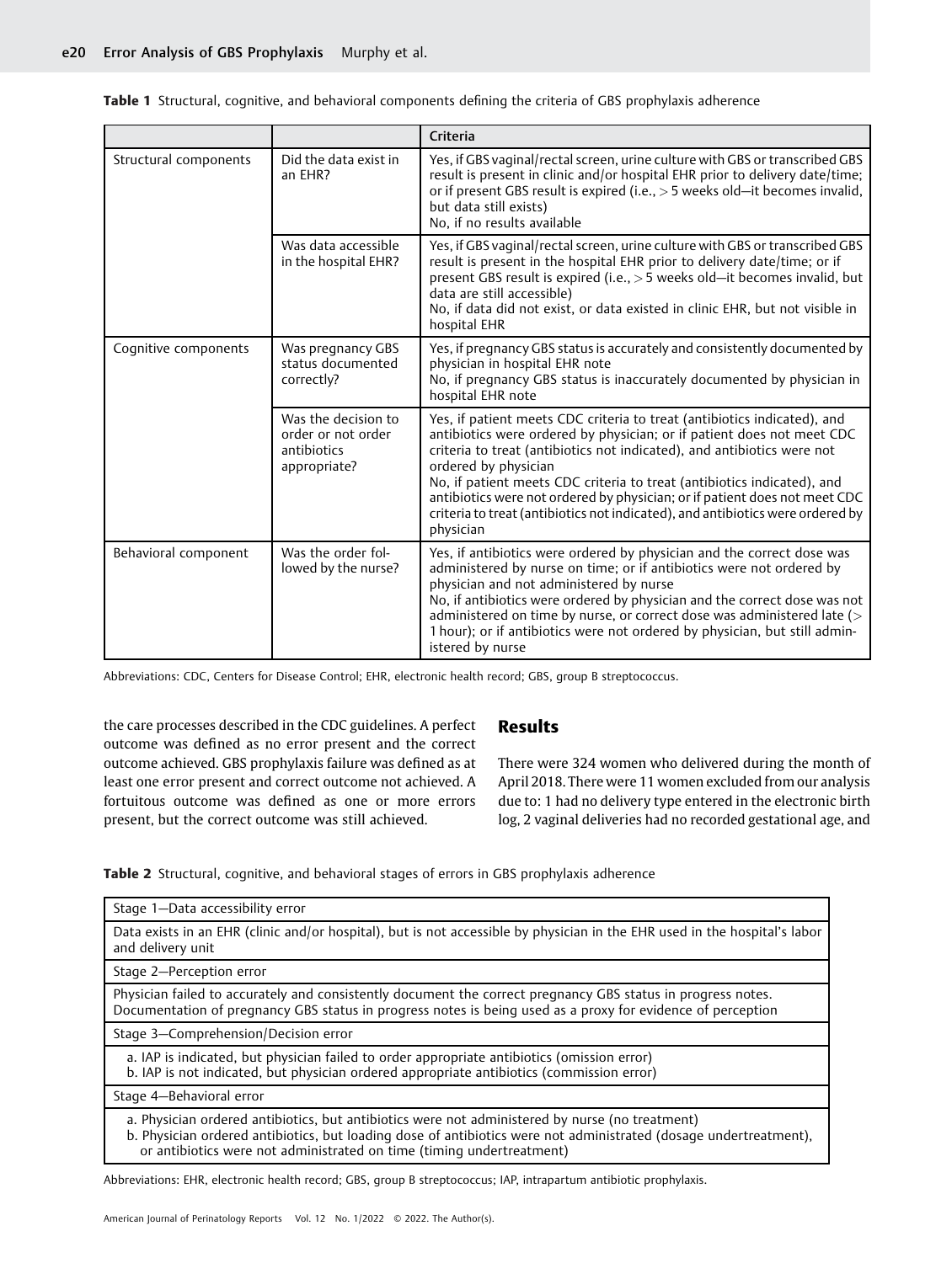**Table 1** Structural, cognitive, and behavioral components defining the criteria of GBS prophylaxis adherence

| | | Criteria |
|---|---|---|
| Structural components | Did the data exist in an EHR? | Yes, if GBS vaginal/rectal screen, urine culture with GBS or transcribed GBS result is present in clinic and/or hospital EHR prior to delivery date/time; or if present GBS result is expired (i.e., > 5 weeks old—it becomes invalid, but data still exists)<br>No, if no results available |
| | Was data accessible in the hospital EHR? | Yes, if GBS vaginal/rectal screen, urine culture with GBS or transcribed GBS result is present in the hospital EHR prior to delivery date/time; or if present GBS result is expired (i.e., > 5 weeks old—it becomes invalid, but data are still accessible)<br>No, if data did not exist, or data existed in clinic EHR, but not visible in hospital EHR |
| Cognitive components | Was pregnancy GBS status documented correctly? | Yes, if pregnancy GBS status is accurately and consistently documented by physician in hospital EHR note<br>No, if pregnancy GBS status is inaccurately documented by physician in hospital EHR note |
| | Was the decision to order or not order antibiotics appropriate? | Yes, if patient meets CDC criteria to treat (antibiotics indicated), and antibiotics were ordered by physician; or if patient does not meet CDC criteria to treat (antibiotics not indicated), and antibiotics were not ordered by physician<br>No, if patient meets CDC criteria to treat (antibiotics indicated), and antibiotics were not ordered by physician; or if patient does not meet CDC criteria to treat (antibiotics not indicated), and antibiotics were ordered by physician |
| Behavioral component | Was the order followed by the nurse? | Yes, if antibiotics were ordered by physician and the correct dose was administered by nurse on time; or if antibiotics were not ordered by physician and not administered by nurse<br>No, if antibiotics were ordered by physician and the correct dose was not administered on time by nurse, or correct dose was administered late (> 1 hour); or if antibiotics were not ordered by physician, but still administered by nurse |

Abbreviations: CDC, Centers for Disease Control; EHR, electronic health record; GBS, group B streptococcus.

the care processes described in the CDC guidelines. A perfect outcome was defined as no error present and the correct outcome achieved. GBS prophylaxis failure was defined as at least one error present and correct outcome not achieved. A fortuitous outcome was defined as one or more errors present, but the correct outcome was still achieved.

## Results

There were 324 women who delivered during the month of April 2018. There were 11 women excluded from our analysis due to: 1 had no delivery type entered in the electronic birth log, 2 vaginal deliveries had no recorded gestational age, and

**Table 2** Structural, cognitive, and behavioral stages of errors in GBS prophylaxis adherence

| Stage 1—Data accessibility error |
|---|
| Data exists in an EHR (clinic and/or hospital), but is not accessible by physician in the EHR used in the hospital's labor and delivery unit |
| **Stage 2—Perception error** |
| Physician failed to accurately and consistently document the correct pregnancy GBS status in progress notes. Documentation of pregnancy GBS status in progress notes is being used as a proxy for evidence of perception |
| **Stage 3—Comprehension/Decision error** |
| a. IAP is indicated, but physician failed to order appropriate antibiotics (omission error)<br>b. IAP is not indicated, but physician ordered appropriate antibiotics (commission error) |
| **Stage 4—Behavioral error** |
| a. Physician ordered antibiotics, but antibiotics were not administered by nurse (no treatment)<br>b. Physician ordered antibiotics, but loading dose of antibiotics were not administrated (dosage undertreatment), or antibiotics were not administrated on time (timing undertreatment) |

Abbreviations: EHR, electronic health record; GBS, group B streptococcus; IAP, intrapartum antibiotic prophylaxis.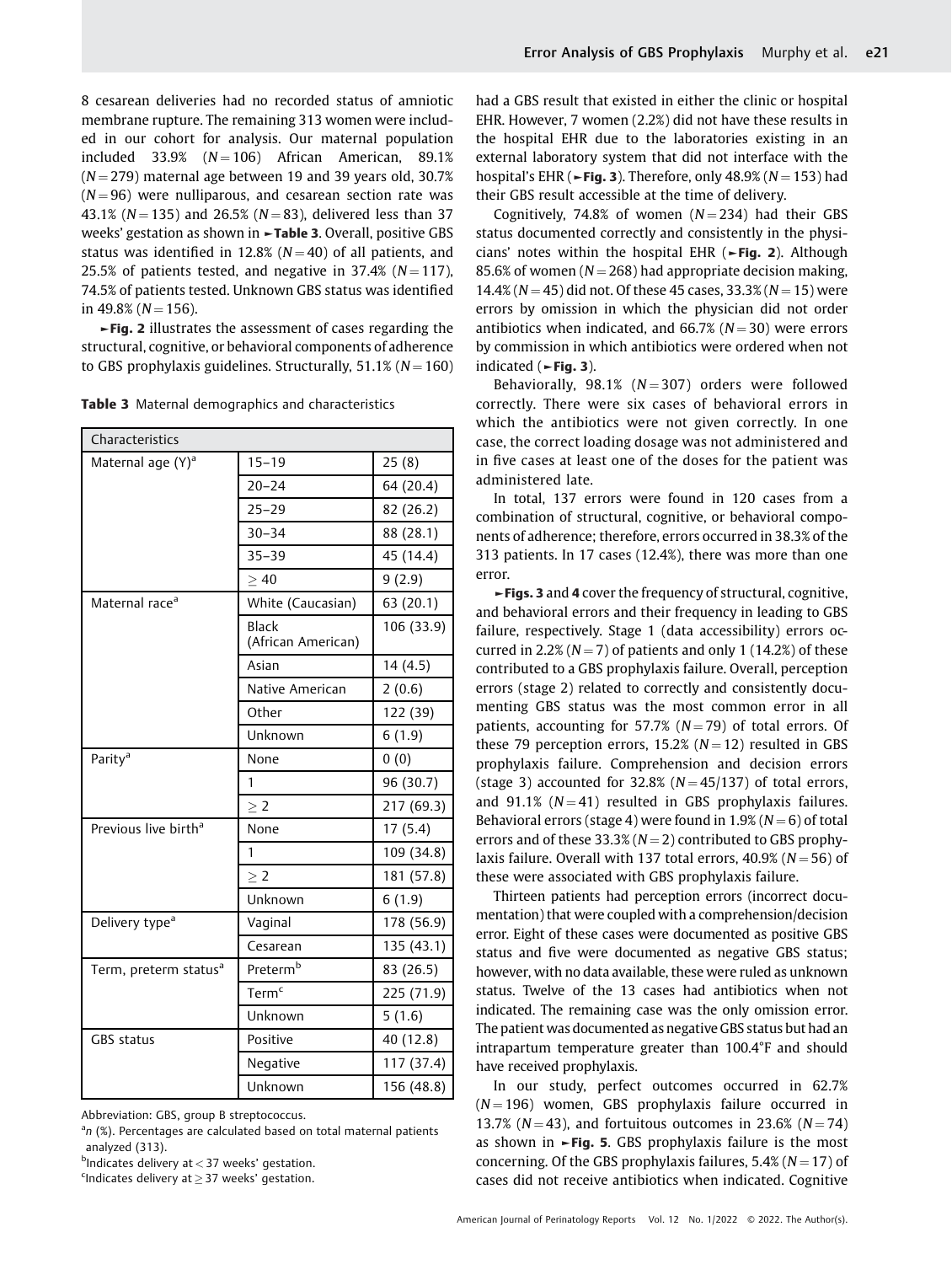8 cesarean deliveries had no recorded status of amniotic membrane rupture. The remaining 313 women were included in our cohort for analysis. Our maternal population included 33.9% ($N = 106$) African American, 89.1% ($N = 279$) maternal age between 19 and 39 years old, 30.7% ($N = 96$) were nulliparous, and cesarean section rate was 43.1% ($N = 135$) and 26.5% ($N = 83$), delivered less than 37 weeks' gestation as shown in ►Table 3. Overall, positive GBS status was identified in 12.8% ($N = 40$) of all patients, and 25.5% of patients tested, and negative in 37.4% ($N = 117$), 74.5% of patients tested. Unknown GBS status was identified in 49.8% ($N = 156$).

►Fig. 2 illustrates the assessment of cases regarding the structural, cognitive, or behavioral components of adherence to GBS prophylaxis guidelines. Structurally, 51.1% ($N = 160$) had a GBS result that existed in either the clinic or hospital EHR. However, 7 women (2.2%) did not have these results in the hospital EHR due to the laboratories existing in an external laboratory system that did not interface with the hospital's EHR (►Fig. 3). Therefore, only 48.9% ($N = 153$) had their GBS result accessible at the time of delivery.

**Table 3** Maternal demographics and characteristics

| Characteristics | | |
|---|---|---|
| Maternal age (Y)[a] | 15–19 | 25 (8) |
| | 20–24 | 64 (20.4) |
| | 25–29 | 82 (26.2) |
| | 30–34 | 88 (28.1) |
| | 35–39 | 45 (14.4) |
| | ≥ 40 | 9 (2.9) |
| Maternal race[a] | White (Caucasian) | 63 (20.1) |
| | Black (African American) | 106 (33.9) |
| | Asian | 14 (4.5) |
| | Native American | 2 (0.6) |
| | Other | 122 (39) |
| | Unknown | 6 (1.9) |
| Parity[a] | None | 0 (0) |
| | 1 | 96 (30.7) |
| | ≥ 2 | 217 (69.3) |
| Previous live birth[a] | None | 17 (5.4) |
| | 1 | 109 (34.8) |
| | ≥ 2 | 181 (57.8) |
| | Unknown | 6 (1.9) |
| Delivery type[a] | Vaginal | 178 (56.9) |
| | Cesarean | 135 (43.1) |
| Term, preterm status[a] | Preterm[b] | 83 (26.5) |
| | Term[c] | 225 (71.9) |
| | Unknown | 5 (1.6) |
| GBS status | Positive | 40 (12.8) |
| | Negative | 117 (37.4) |
| | Unknown | 156 (48.8) |

Abbreviation: GBS, group B streptococcus.

[a] n (%). Percentages are calculated based on total maternal patients analyzed (313).

[b] Indicates delivery at < 37 weeks' gestation.

[c] Indicates delivery at ≥ 37 weeks' gestation.

Cognitively, 74.8% of women ($N = 234$) had their GBS status documented correctly and consistently in the physicians' notes within the hospital EHR (►Fig. 2). Although 85.6% of women ($N = 268$) had appropriate decision making, 14.4% ($N = 45$) did not. Of these 45 cases, 33.3% ($N = 15$) were errors by omission in which the physician did not order antibiotics when indicated, and 66.7% ($N = 30$) were errors by commission in which antibiotics were ordered when not indicated (►Fig. 3).

Behaviorally, 98.1% ($N = 307$) orders were followed correctly. There were six cases of behavioral errors in which the antibiotics were not given correctly. In one case, the correct loading dosage was not administered and in five cases at least one of the doses for the patient was administered late.

In total, 137 errors were found in 120 cases from a combination of structural, cognitive, or behavioral components of adherence; therefore, errors occurred in 38.3% of the 313 patients. In 17 cases (12.4%), there was more than one error.

►Figs. 3 and 4 cover the frequency of structural, cognitive, and behavioral errors and their frequency in leading to GBS failure, respectively. Stage 1 (data accessibility) errors occurred in 2.2% ($N = 7$) of patients and only 1 (14.2%) of these contributed to a GBS prophylaxis failure. Overall, perception errors (stage 2) related to correctly and consistently documenting GBS status was the most common error in all patients, accounting for 57.7% ($N = 79$) of total errors. Of these 79 perception errors, 15.2% ($N = 12$) resulted in GBS prophylaxis failure. Comprehension and decision errors (stage 3) accounted for 32.8% ($N = 45/137$) of total errors, and 91.1% ($N = 41$) resulted in GBS prophylaxis failures. Behavioral errors (stage 4) were found in 1.9% ($N = 6$) of total errors and of these 33.3% ($N = 2$) contributed to GBS prophylaxis failure. Overall with 137 total errors, 40.9% ($N = 56$) of these were associated with GBS prophylaxis failure.

Thirteen patients had perception errors (incorrect documentation) that were coupled with a comprehension/decision error. Eight of these cases were documented as positive GBS status and five were documented as negative GBS status; however, with no data available, these were ruled as unknown status. Twelve of the 13 cases had antibiotics when not indicated. The remaining case was the only omission error. The patient was documented as negative GBS status but had an intrapartum temperature greater than 100.4°F and should have received prophylaxis.

In our study, perfect outcomes occurred in 62.7% ($N = 196$) women, GBS prophylaxis failure occurred in 13.7% ($N = 43$), and fortuitous outcomes in 23.6% ($N = 74$) as shown in ►Fig. 5. GBS prophylaxis failure is the most concerning. Of the GBS prophylaxis failures, 5.4% ($N = 17$) of cases did not receive antibiotics when indicated. Cognitive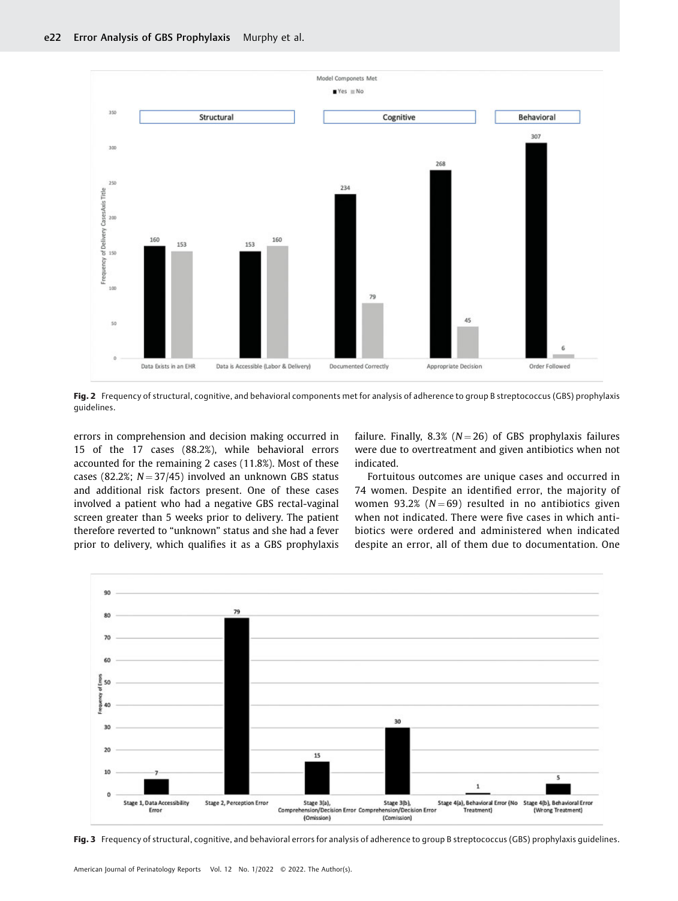Fig. 2 Frequency of structural, cognitive, and behavioral components met for analysis of adherence to group B streptococcus (GBS) prophylaxis guidelines.

errors in comprehension and decision making occurred in 15 of the 17 cases (88.2%), while behavioral errors accounted for the remaining 2 cases (11.8%). Most of these cases (82.2%; $N = 37/45$) involved an unknown GBS status and additional risk factors present. One of these cases involved a patient who had a negative GBS rectal-vaginal screen greater than 5 weeks prior to delivery. The patient therefore reverted to "unknown" status and she had a fever prior to delivery, which qualifies it as a GBS prophylaxis failure. Finally, 8.3% ($N = 26$) of GBS prophylaxis failures were due to overtreatment and given antibiotics when not indicated.

Fortuitous outcomes are unique cases and occurred in 74 women. Despite an identified error, the majority of women 93.2% ($N = 69$) resulted in no antibiotics given when not indicated. There were five cases in which antibiotics were ordered and administered when indicated despite an error, all of them due to documentation. One

Fig. 3 Frequency of structural, cognitive, and behavioral errors for analysis of adherence to group B streptococcus (GBS) prophylaxis guidelines.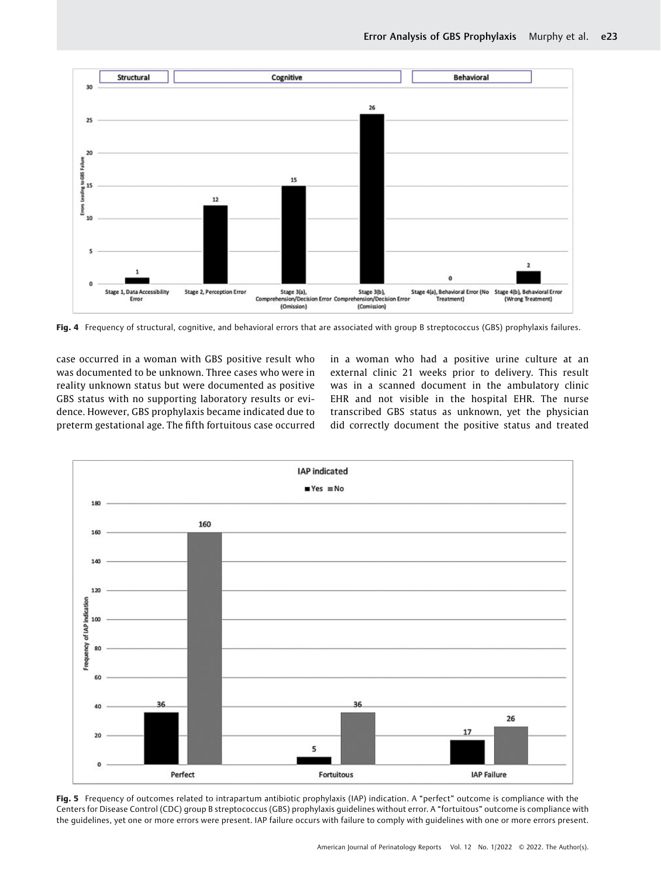Fig. 4 Frequency of structural, cognitive, and behavioral errors that are associated with group B streptococcus (GBS) prophylaxis failures.

case occurred in a woman with GBS positive result who was documented to be unknown. Three cases who were in reality unknown status but were documented as positive GBS status with no supporting laboratory results or evidence. However, GBS prophylaxis became indicated due to preterm gestational age. The fifth fortuitous case occurred in a woman who had a positive urine culture at an external clinic 21 weeks prior to delivery. This result was in a scanned document in the ambulatory clinic EHR and not visible in the hospital EHR. The nurse transcribed GBS status as unknown, yet the physician did correctly document the positive status and treated

Fig. 5 Frequency of outcomes related to intrapartum antibiotic prophylaxis (IAP) indication. A "perfect" outcome is compliance with the Centers for Disease Control (CDC) group B streptococcus (GBS) prophylaxis guidelines without error. A "fortuitous" outcome is compliance with the guidelines, yet one or more errors were present. IAP failure occurs with failure to comply with guidelines with one or more errors present.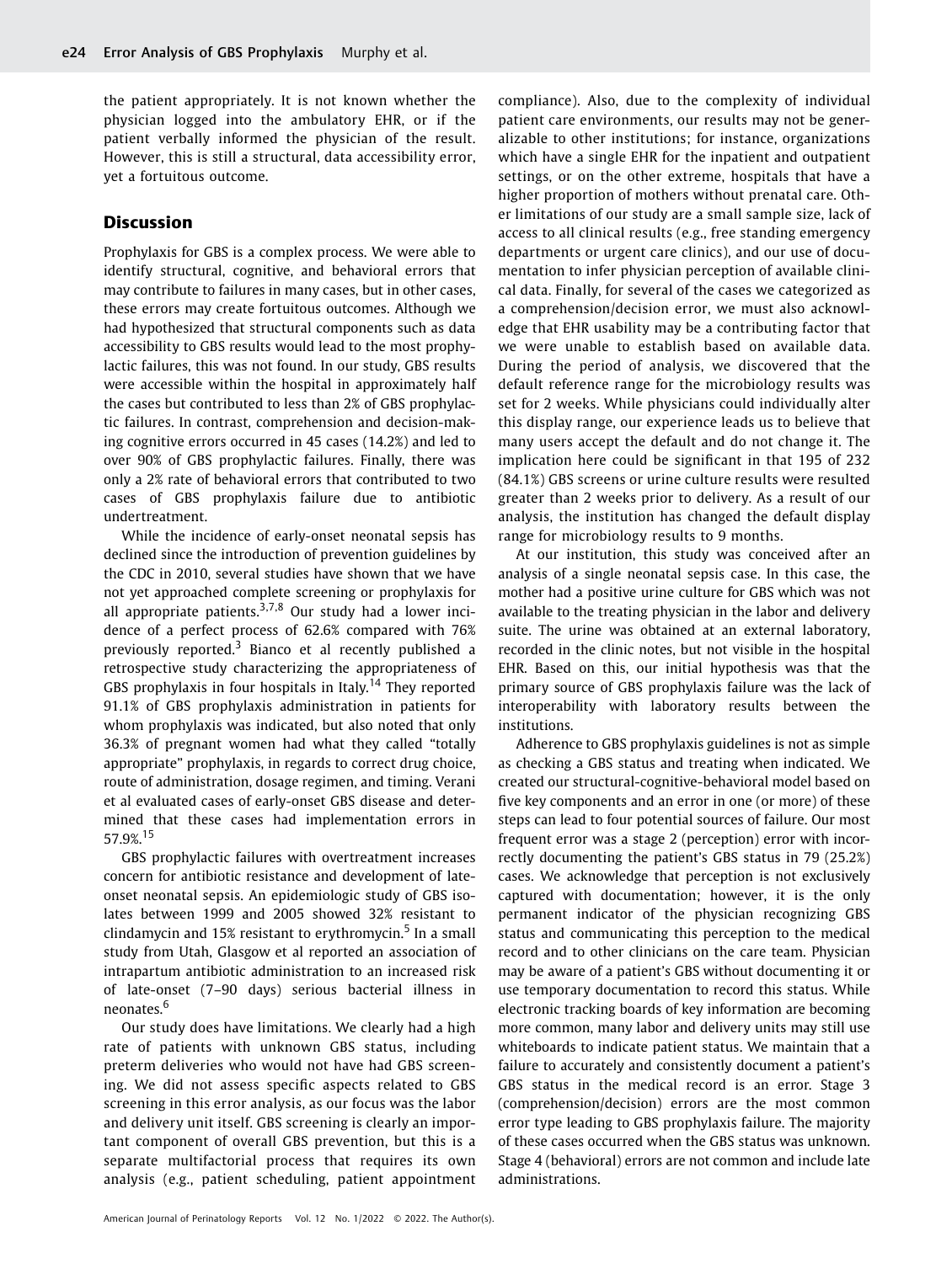the patient appropriately. It is not known whether the physician logged into the ambulatory EHR, or if the patient verbally informed the physician of the result. However, this is still a structural, data accessibility error, yet a fortuitous outcome.

## Discussion

Prophylaxis for GBS is a complex process. We were able to identify structural, cognitive, and behavioral errors that may contribute to failures in many cases, but in other cases, these errors may create fortuitous outcomes. Although we had hypothesized that structural components such as data accessibility to GBS results would lead to the most prophylactic failures, this was not found. In our study, GBS results were accessible within the hospital in approximately half the cases but contributed to less than 2% of GBS prophylactic failures. In contrast, comprehension and decision-making cognitive errors occurred in 45 cases (14.2%) and led to over 90% of GBS prophylactic failures. Finally, there was only a 2% rate of behavioral errors that contributed to two cases of GBS prophylaxis failure due to antibiotic undertreatment.

While the incidence of early-onset neonatal sepsis has declined since the introduction of prevention guidelines by the CDC in 2010, several studies have shown that we have not yet approached complete screening or prophylaxis for all appropriate patients.[3,7,8] Our study had a lower incidence of a perfect process of 62.6% compared with 76% previously reported.[3] Bianco et al recently published a retrospective study characterizing the appropriateness of GBS prophylaxis in four hospitals in Italy.[14] They reported 91.1% of GBS prophylaxis administration in patients for whom prophylaxis was indicated, but also noted that only 36.3% of pregnant women had what they called "totally appropriate" prophylaxis, in regards to correct drug choice, route of administration, dosage regimen, and timing. Verani et al evaluated cases of early-onset GBS disease and determined that these cases had implementation errors in 57.9%.[15]

GBS prophylactic failures with overtreatment increases concern for antibiotic resistance and development of late-onset neonatal sepsis. An epidemiologic study of GBS isolates between 1999 and 2005 showed 32% resistant to clindamycin and 15% resistant to erythromycin.[5] In a small study from Utah, Glasgow et al reported an association of intrapartum antibiotic administration to an increased risk of late-onset (7–90 days) serious bacterial illness in neonates.[6]

Our study does have limitations. We clearly had a high rate of patients with unknown GBS status, including preterm deliveries who would not have had GBS screening. We did not assess specific aspects related to GBS screening in this error analysis, as our focus was the labor and delivery unit itself. GBS screening is clearly an important component of overall GBS prevention, but this is a separate multifactorial process that requires its own analysis (e.g., patient scheduling, patient appointment compliance). Also, due to the complexity of individual patient care environments, our results may not be generalizable to other institutions; for instance, organizations which have a single EHR for the inpatient and outpatient settings, or on the other extreme, hospitals that have a higher proportion of mothers without prenatal care. Other limitations of our study are a small sample size, lack of access to all clinical results (e.g., free standing emergency departments or urgent care clinics), and our use of documentation to infer physician perception of available clinical data. Finally, for several of the cases we categorized as a comprehension/decision error, we must also acknowledge that EHR usability may be a contributing factor that we were unable to establish based on available data. During the period of analysis, we discovered that the default reference range for the microbiology results was set for 2 weeks. While physicians could individually alter this display range, our experience leads us to believe that many users accept the default and do not change it. The implication here could be significant in that 195 of 232 (84.1%) GBS screens or urine culture results were resulted greater than 2 weeks prior to delivery. As a result of our analysis, the institution has changed the default display range for microbiology results to 9 months.

At our institution, this study was conceived after an analysis of a single neonatal sepsis case. In this case, the mother had a positive urine culture for GBS which was not available to the treating physician in the labor and delivery suite. The urine was obtained at an external laboratory, recorded in the clinic notes, but not visible in the hospital EHR. Based on this, our initial hypothesis was that the primary source of GBS prophylaxis failure was the lack of interoperability with laboratory results between the institutions.

Adherence to GBS prophylaxis guidelines is not as simple as checking a GBS status and treating when indicated. We created our structural-cognitive-behavioral model based on five key components and an error in one (or more) of these steps can lead to four potential sources of failure. Our most frequent error was a stage 2 (perception) error with incorrectly documenting the patient's GBS status in 79 (25.2%) cases. We acknowledge that perception is not exclusively captured with documentation; however, it is the only permanent indicator of the physician recognizing GBS status and communicating this perception to the medical record and to other clinicians on the care team. Physician may be aware of a patient's GBS without documenting it or use temporary documentation to record this status. While electronic tracking boards of key information are becoming more common, many labor and delivery units may still use whiteboards to indicate patient status. We maintain that a failure to accurately and consistently document a patient's GBS status in the medical record is an error. Stage 3 (comprehension/decision) errors are the most common error type leading to GBS prophylaxis failure. The majority of these cases occurred when the GBS status was unknown. Stage 4 (behavioral) errors are not common and include late administrations.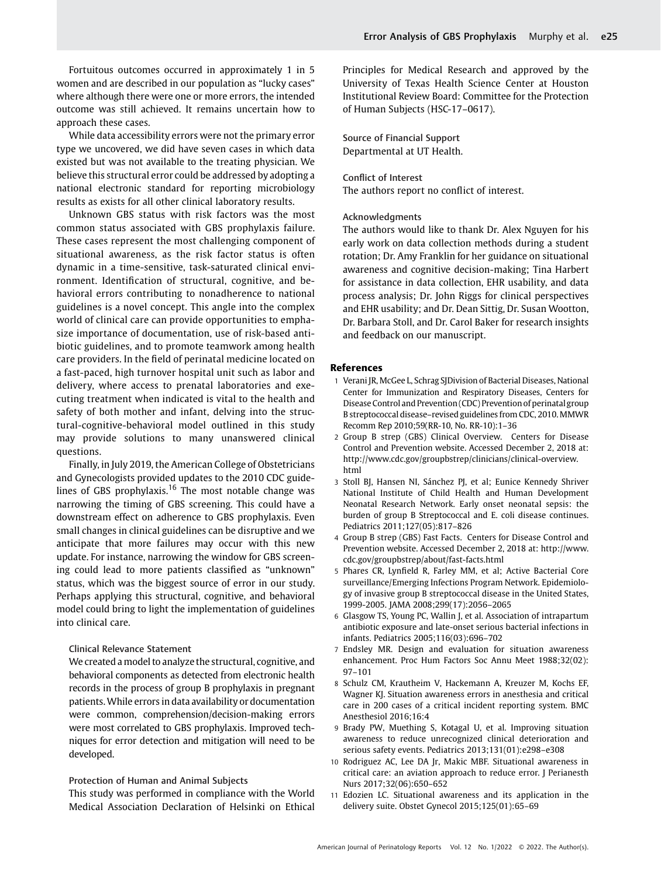Fortuitous outcomes occurred in approximately 1 in 5 women and are described in our population as "lucky cases" where although there were one or more errors, the intended outcome was still achieved. It remains uncertain how to approach these cases.

While data accessibility errors were not the primary error type we uncovered, we did have seven cases in which data existed but was not available to the treating physician. We believe this structural error could be addressed by adopting a national electronic standard for reporting microbiology results as exists for all other clinical laboratory results.

Unknown GBS status with risk factors was the most common status associated with GBS prophylaxis failure. These cases represent the most challenging component of situational awareness, as the risk factor status is often dynamic in a time-sensitive, task-saturated clinical environment. Identification of structural, cognitive, and behavioral errors contributing to nonadherence to national guidelines is a novel concept. This angle into the complex world of clinical care can provide opportunities to emphasize importance of documentation, use of risk-based antibiotic guidelines, and to promote teamwork among health care providers. In the field of perinatal medicine located on a fast-paced, high turnover hospital unit such as labor and delivery, where access to prenatal laboratories and executing treatment when indicated is vital to the health and safety of both mother and infant, delving into the structural-cognitive-behavioral model outlined in this study may provide solutions to many unanswered clinical questions.

Finally, in July 2019, the American College of Obstetricians and Gynecologists provided updates to the 2010 CDC guidelines of GBS prophylaxis.[16] The most notable change was narrowing the timing of GBS screening. This could have a downstream effect on adherence to GBS prophylaxis. Even small changes in clinical guidelines can be disruptive and we anticipate that more failures may occur with this new update. For instance, narrowing the window for GBS screening could lead to more patients classified as "unknown" status, which was the biggest source of error in our study. Perhaps applying this structural, cognitive, and behavioral model could bring to light the implementation of guidelines into clinical care.

### Clinical Relevance Statement

We created a model to analyze the structural, cognitive, and behavioral components as detected from electronic health records in the process of group B prophylaxis in pregnant patients. While errors in data availability or documentation were common, comprehension/decision-making errors were most correlated to GBS prophylaxis. Improved techniques for error detection and mitigation will need to be developed.

### Protection of Human and Animal Subjects

This study was performed in compliance with the World Medical Association Declaration of Helsinki on Ethical Principles for Medical Research and approved by the University of Texas Health Science Center at Houston Institutional Review Board: Committee for the Protection of Human Subjects (HSC-17–0617).

### Source of Financial Support

Departmental at UT Health.

### Conflict of Interest

The authors report no conflict of interest.

### Acknowledgments

The authors would like to thank Dr. Alex Nguyen for his early work on data collection methods during a student rotation; Dr. Amy Franklin for her guidance on situational awareness and cognitive decision-making; Tina Harbert for assistance in data collection, EHR usability, and data process analysis; Dr. John Riggs for clinical perspectives and EHR usability; and Dr. Dean Sittig, Dr. Susan Wootton, Dr. Barbara Stoll, and Dr. Carol Baker for research insights and feedback on our manuscript.

## References

1. Verani JR, McGee L, Schrag SJDivision of Bacterial Diseases, National Center for Immunization and Respiratory Diseases, Centers for Disease Control and Prevention (CDC) Prevention of perinatal group B streptococcal disease–revised guidelines from CDC, 2010. MMWR Recomm Rep 2010;59(RR-10, No. RR-10):1–36
2. Group B strep (GBS) Clinical Overview. Centers for Disease Control and Prevention website. Accessed December 2, 2018 at: http://www.cdc.gov/groupbstrep/clinicians/clinical-overview.html
3. Stoll BJ, Hansen NI, Sánchez PJ, et al; Eunice Kennedy Shriver National Institute of Child Health and Human Development Neonatal Research Network. Early onset neonatal sepsis: the burden of group B Streptococcal and E. coli disease continues. Pediatrics 2011;127(05):817–826
4. Group B strep (GBS) Fast Facts. Centers for Disease Control and Prevention website. Accessed December 2, 2018 at: http://www.cdc.gov/groupbstrep/about/fast-facts.html
5. Phares CR, Lynfield R, Farley MM, et al; Active Bacterial Core surveillance/Emerging Infections Program Network. Epidemiology of invasive group B streptococcal disease in the United States, 1999-2005. JAMA 2008;299(17):2056–2065
6. Glasgow TS, Young PC, Wallin J, et al. Association of intrapartum antibiotic exposure and late-onset serious bacterial infections in infants. Pediatrics 2005;116(03):696–702
7. Endsley MR. Design and evaluation for situation awareness enhancement. Proc Hum Factors Soc Annu Meet 1988;32(02):97–101
8. Schulz CM, Krautheim V, Hackemann A, Kreuzer M, Kochs EF, Wagner KJ. Situation awareness errors in anesthesia and critical care in 200 cases of a critical incident reporting system. BMC Anesthesiol 2016;16:4
9. Brady PW, Muething S, Kotagal U, et al. Improving situation awareness to reduce unrecognized clinical deterioration and serious safety events. Pediatrics 2013;131(01):e298–e308
10. Rodriguez AC, Lee DA Jr, Makic MBF. Situational awareness in critical care: an aviation approach to reduce error. J Perianesth Nurs 2017;32(06):650–652
11. Edozien LC. Situational awareness and its application in the delivery suite. Obstet Gynecol 2015;125(01):65–69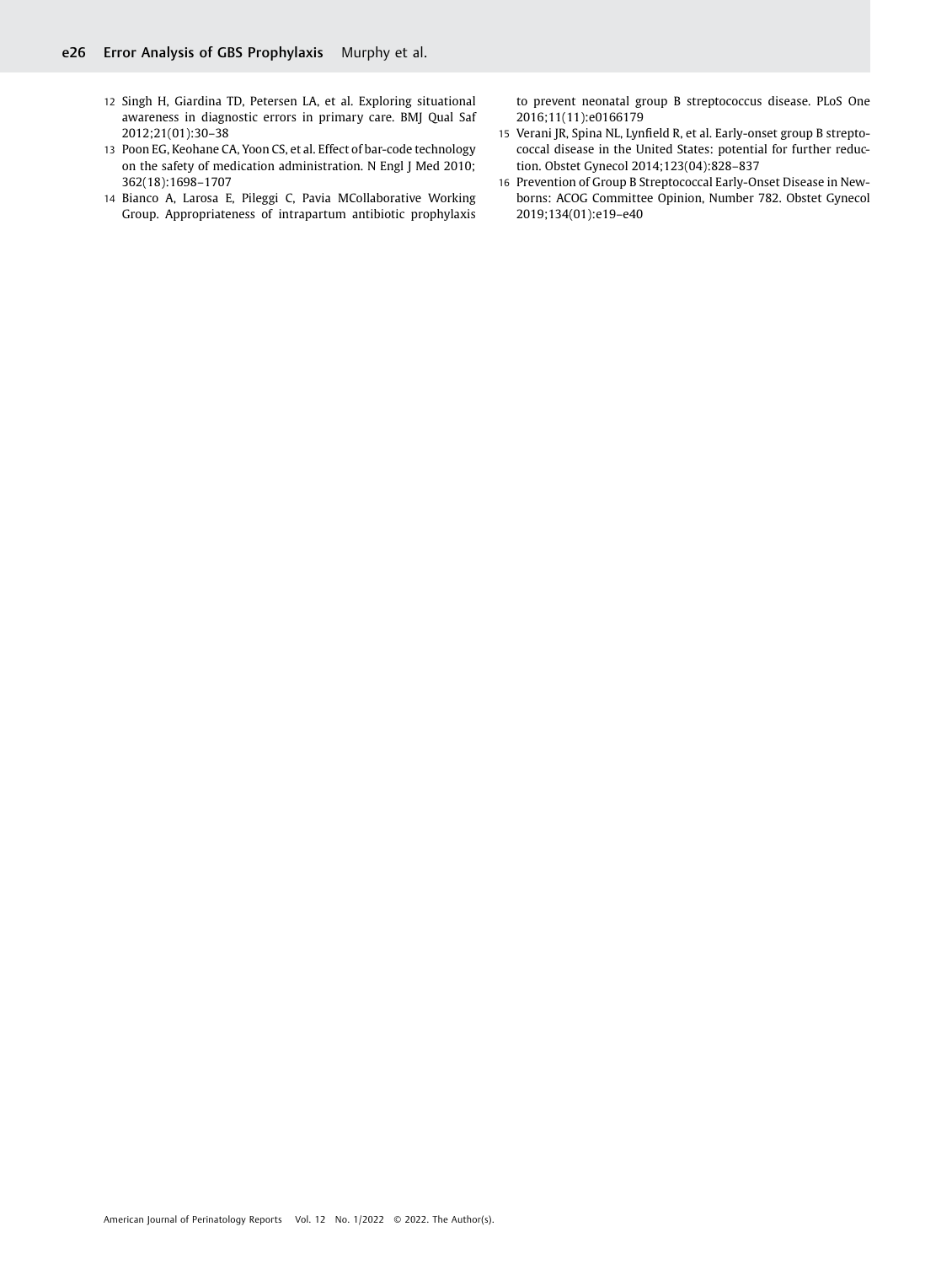12 Singh H, Giardina TD, Petersen LA, et al. Exploring situational awareness in diagnostic errors in primary care. BMJ Qual Saf 2012;21(01):30–38

13 Poon EG, Keohane CA, Yoon CS, et al. Effect of bar-code technology on the safety of medication administration. N Engl J Med 2010; 362(18):1698–1707

14 Bianco A, Larosa E, Pileggi C, Pavia MCollaborative Working Group. Appropriateness of intrapartum antibiotic prophylaxis to prevent neonatal group B streptococcus disease. PLoS One 2016;11(11):e0166179

15 Verani JR, Spina NL, Lynfield R, et al. Early-onset group B streptococcal disease in the United States: potential for further reduction. Obstet Gynecol 2014;123(04):828–837

16 Prevention of Group B Streptococcal Early-Onset Disease in Newborns: ACOG Committee Opinion, Number 782. Obstet Gynecol 2019;134(01):e19–e40